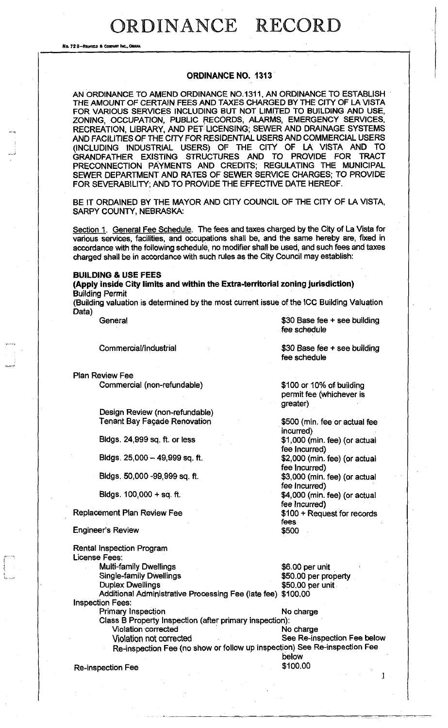# ORDINANCE RECORD

No. 72 8—REDFIELD & COMPANY INC., OMAHA

## ORDINANCE NO. 1313

AN ORDINANCE TO AMEND ORDINANCE NO.1311, AN ORDINANCE TO ESTABLISH THE AMOUNT OF CERTAIN FEES AND TAXES CHARGED BY THE CITY OF LA VISTA FOR VARIOUS SERVICES INCLUDING BUT NOT LIMITED TO BUILDING AND USE, ZONING, OCCUPATION, PUBLIC RECORDS, ALARMS, EMERGENCY SERVICES, RECREATION, LIBRARY, AND PET LICENSING; SEWER AND DRAINAGE SYSTEMS AND FACILITIES OF THE CITY FOR RESIDENTIAL USERS AND COMMERCIAL USERS (INCLUDING INDUSTRIAL USERS) OF THE CITY OF LA VISTA AND TO GRANDFATHER EXISTING STRUCTURES AND TO PROVIDE FOR TRACT PRECONNECTION PAYMENTS AND CREDITS; REGULATING THE MUNICIPAL SEWER DEPARTMENT AND RATES OF SEWER SERVICE CHARGES; TO PROVIDE FOR SEVERABILITY; AND TO PROVIDE THE EFFECTIVE DATE HEREOF.

BE IT ORDAINED BY THE MAYOR AND CITY COUNCIL OF THE CITY OF LA VISTA, SARPY COUNTY, NEBRASKA:

Section 1. General Fee Schedule. The fees and taxes charged by the City of La Vista for various services, facilities, and occupations shall be, and the same hereby are, fixed in accordance with the following schedule, no modifier shall be used, and such fees and taxes charged shall be in accordance with such rules as the City Council may establish:

**BUILDING & USE FEES**

**(Apply inside City limits and within the Extra-territorial zoning jurisdiction)**

Building Permit

(Building valuation is determined by the most current issue of the ICC Building Valuation Data)

| | |
|---|---|
| General | $30 Base fee + see building fee schedule |
| Commercial/Industrial | $30 Base fee + see building fee schedule |

Plan Review Fee

| | |
|---|---|
| Commercial (non-refundable) | $100 or 10% of building permit fee (whichever is greater) |
| Design Review (non-refundable) | |
| Tenant Bay Façade Renovation | $500 (min. fee or actual fee incurred) |
| Bldgs. 24,999 sq. ft. or less | $1,000 (min. fee) (or actual fee Incurred) |
| Bldgs. 25,000 – 49,999 sq. ft. | $2,000 (min. fee) (or actual fee Incurred) |
| Bldgs. 50,000 -99,999 sq. ft. | $3,000 (min. fee) (or actual fee Incurred) |
| Bldgs. 100,000 + sq. ft. | $4,000 (min. fee) (or actual fee Incurred) |
| Replacement Plan Review Fee | $100 + Request for records fees |
| Engineer's Review | $500 |

Rental Inspection Program

License Fees:

| | |
|---|---|
| Multi-family Dwellings | $6.00 per unit |
| Single-family Dwellings | $50.00 per property |
| Duplex Dwellings | $50.00 per unit |
| Additional Administrative Processing Fee (late fee) | $100.00 |

Inspection Fees:

| | |
|---|---|
| Primary Inspection | No charge |
| Class B Property Inspection (after primary inspection): | |
| Violation corrected | No charge |
| Violation not corrected | See Re-inspection Fee below |
| Re-inspection Fee (no show or follow up inspection) | See Re-inspection Fee below |
| Re-inspection Fee | $100.00 |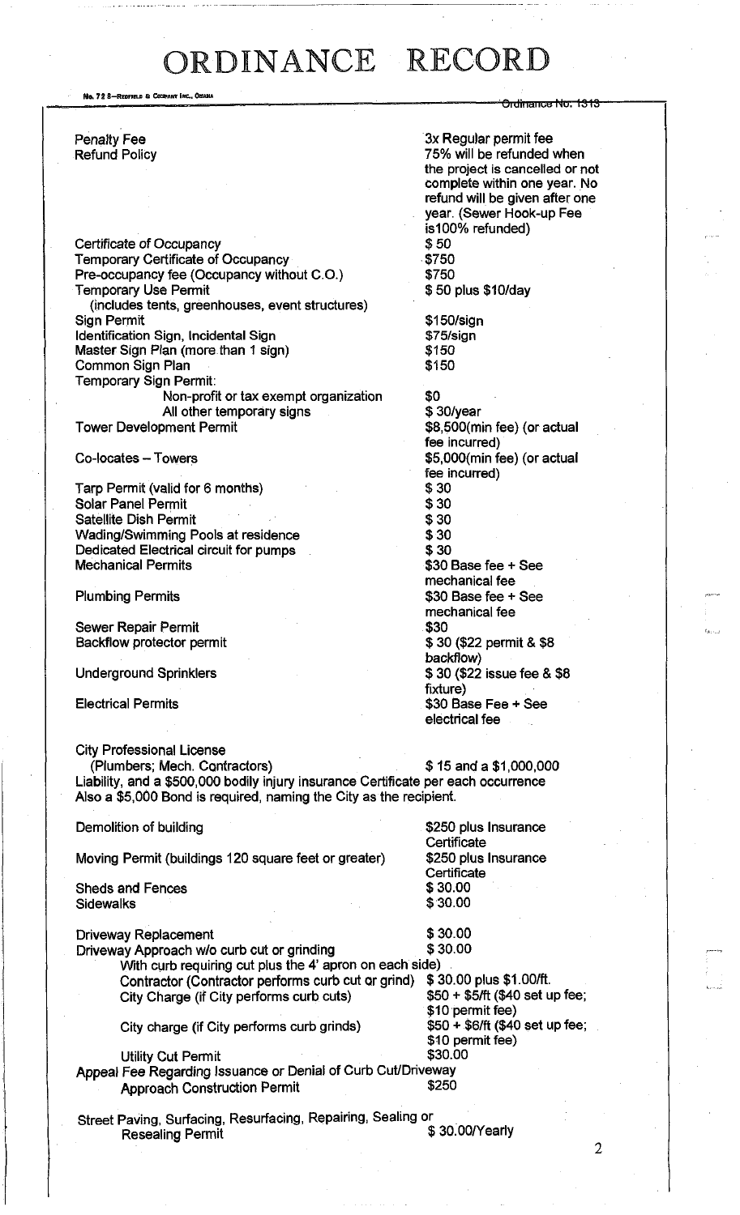# ORDINANCE RECORD

| | |
|---|---|
| Penalty Fee | 3x Regular permit fee |
| Refund Policy | 75% will be refunded when the project is cancelled or not complete within one year. No refund will be given after one year. (Sewer Hook-up Fee is100% refunded) |
| Certificate of Occupancy | $ 50 |
| Temporary Certificate of Occupancy | $750 |
| Pre-occupancy fee (Occupancy without C.O.) | $750 |
| Temporary Use Permit (includes tents, greenhouses, event structures) | $ 50 plus $10/day |
| Sign Permit | $150/sign |
| Identification Sign, Incidental Sign | $75/sign |
| Master Sign Plan (more than 1 sign) | $150 |
| Common Sign Plan | $150 |
| Temporary Sign Permit: | |
| Non-profit or tax exempt organization | $0 |
| All other temporary signs | $ 30/year |
| Tower Development Permit | $8,500(min fee) (or actual fee incurred) |
| Co-locates – Towers | $5,000(min fee) (or actual fee incurred) |
| Tarp Permit (valid for 6 months) | $ 30 |
| Solar Panel Permit | $ 30 |
| Satellite Dish Permit | $ 30 |
| Wading/Swimming Pools at residence | $ 30 |
| Dedicated Electrical circuit for pumps | $ 30 |
| Mechanical Permits | $30 Base fee + See mechanical fee |
| Plumbing Permits | $30 Base fee + See mechanical fee |
| Sewer Repair Permit | $30 |
| Backflow protector permit | $ 30 ($22 permit & $8 backflow) |
| Underground Sprinklers | $ 30 ($22 issue fee & $8 fixture) |
| Electrical Permits | $30 Base Fee + See electrical fee |

City Professional License
(Plumbers; Mech. Contractors) $ 15 and a $1,000,000 Liability, and a $500,000 bodily injury insurance Certificate per each occurrence Also a $5,000 Bond is required, naming the City as the recipient.

| | |
|---|---|
| Demolition of building | $250 plus Insurance Certificate |
| Moving Permit (buildings 120 square feet or greater) | $250 plus Insurance Certificate |
| Sheds and Fences | $ 30.00 |
| Sidewalks | $ 30.00 |
| Driveway Replacement | $ 30.00 |
| Driveway Approach w/o curb cut or grinding | $ 30.00 |
| With curb requiring cut plus the 4' apron on each side) | |
| Contractor (Contractor performs curb cut or grind) | $ 30.00 plus $1.00/ft. |
| City Charge (if City performs curb cuts) | $50 + $5/ft ($40 set up fee; $10 permit fee) |
| City charge (if City performs curb grinds) | $50 + $6/ft ($40 set up fee; $10 permit fee) |
| Utility Cut Permit | $30.00 |
| Appeal Fee Regarding Issuance or Denial of Curb Cut/Driveway Approach Construction Permit | $250 |
| Street Paving, Surfacing, Resurfacing, Repairing, Sealing or Resealing Permit | $ 30.00/Yearly |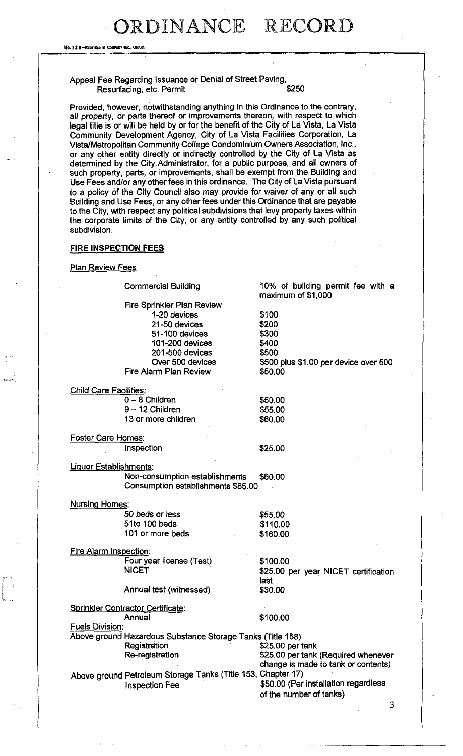# ORDINANCE RECORD

No. 72 8—REDFIELD & COMPANY INC., OMAHA

Appeal Fee Regarding Issuance or Denial of Street Paving, Resurfacing, etc. Permit — $250

Provided, however, notwithstanding anything in this Ordinance to the contrary, all property, or parts thereof or improvements thereon, with respect to which legal title is or will be held by or for the benefit of the City of La Vista, La Vista Community Development Agency, City of La Vista Facilities Corporation, La Vista/Metropolitan Community College Condominium Owners Association, Inc., or any other entity directly or indirectly controlled by the City of La Vista as determined by the City Administrator, for a public purpose, and all owners of such property, parts, or improvements, shall be exempt from the Building and Use Fees and/or any other fees in this ordinance. The City of La Vista pursuant to a policy of the City Council also may provide for waiver of any or all such Building and Use Fees, or any other fees under this Ordinance that are payable to the City, with respect any political subdivisions that levy property taxes within the corporate limits of the City, or any entity controlled by any such political subdivision.

**FIRE INSPECTION FEES**

Plan Review Fees

| | |
|---|---|
| Commercial Building | 10% of building permit fee with a maximum of $1,000 |
| Fire Sprinkler Plan Review | |
| 1-20 devices | $100 |
| 21-50 devices | $200 |
| 51-100 devices | $300 |
| 101-200 devices | $400 |
| 201-500 devices | $500 |
| Over 500 devices | $500 plus $1.00 per device over 500 |
| Fire Alarm Plan Review | $50.00 |

Child Care Facilities:

| | |
|---|---|
| 0 – 8 Children | $50.00 |
| 9 – 12 Children | $55.00 |
| 13 or more children | $60.00 |

Foster Care Homes:

| | |
|---|---|
| Inspection | $25.00 |

Liquor Establishments:

| | |
|---|---|
| Non-consumption establishments | $60.00 |
| Consumption establishments | $85.00 |

Nursing Homes:

| | |
|---|---|
| 50 beds or less | $55.00 |
| 51to 100 beds | $110.00 |
| 101 or more beds | $160.00 |

Fire Alarm Inspection:

| | |
|---|---|
| Four year license (Test) | $100.00 |
| NICET | $25.00 per year NICET certification last |
| Annual test (witnessed) | $30.00 |

Sprinkler Contractor Certificate:

| | |
|---|---|
| Annual | $100.00 |

Fuels Division:

Above ground Hazardous Substance Storage Tanks (Title 158)

| | |
|---|---|
| Registration | $25.00 per tank |
| Re-registration | $25.00 per tank (Required whenever change is made to tank or contents) |

Above ground Petroleum Storage Tanks (Title 153, Chapter 17)

| | |
|---|---|
| Inspection Fee | $50.00 (Per installation regardless of the number of tanks) |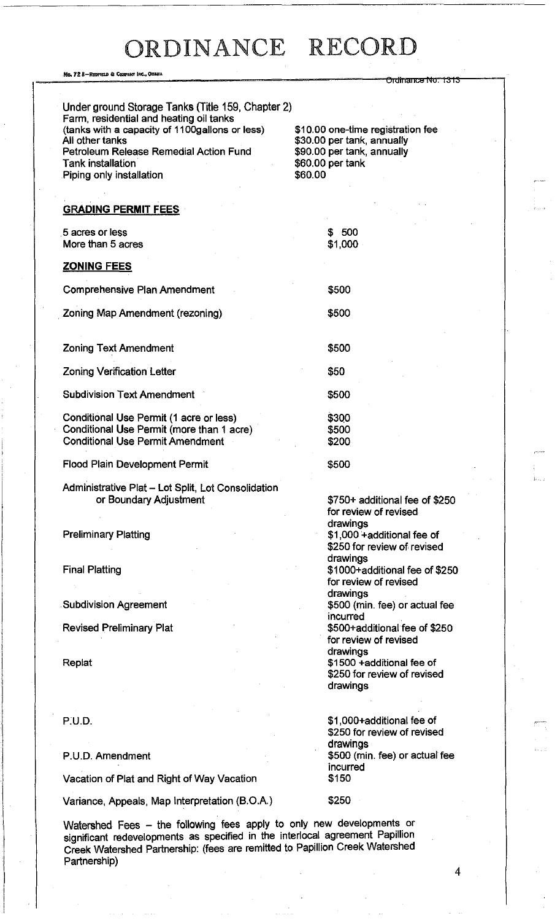Under ground Storage Tanks (Title 159, Chapter 2)

| | |
|---|---|
| Farm, residential and heating oil tanks (tanks with a capacity of 1100gallons or less) | $10.00 one-time registration fee |
| All other tanks | $30.00 per tank, annually |
| Petroleum Release Remedial Action Fund | $90.00 per tank, annually |
| Tank installation | $60.00 per tank |
| Piping only installation | $60.00 |

**GRADING PERMIT FEES**

| | |
|---|---|
| 5 acres or less | $ 500 |
| More than 5 acres | $1,000 |

**ZONING FEES**

| | |
|---|---|
| Comprehensive Plan Amendment | $500 |
| Zoning Map Amendment (rezoning) | $500 |
| Zoning Text Amendment | $500 |
| Zoning Verification Letter | $50 |
| Subdivision Text Amendment | $500 |
| Conditional Use Permit (1 acre or less) | $300 |
| Conditional Use Permit (more than 1 acre) | $500 |
| Conditional Use Permit Amendment | $200 |
| Flood Plain Development Permit | $500 |
| Administrative Plat – Lot Split, Lot Consolidation or Boundary Adjustment | $750+ additional fee of $250 for review of revised drawings |
| Preliminary Platting | $1,000 +additional fee of $250 for review of revised drawings |
| Final Platting | $1000+additional fee of $250 for review of revised drawings |
| Subdivision Agreement | $500 (min. fee) or actual fee incurred |
| Revised Preliminary Plat | $500+additional fee of $250 for review of revised drawings |
| Replat | $1500 +additional fee of $250 for review of revised drawings |
| P.U.D. | $1,000+additional fee of $250 for review of revised drawings |
| P.U.D. Amendment | $500 (min. fee) or actual fee incurred |
| Vacation of Plat and Right of Way Vacation | $150 |
| Variance, Appeals, Map Interpretation (B.O.A.) | $250 |

Watershed Fees – the following fees apply to only new developments or significant redevelopments as specified in the interlocal agreement Papillion Creek Watershed Partnership: (fees are remitted to Papillion Creek Watershed Partnership)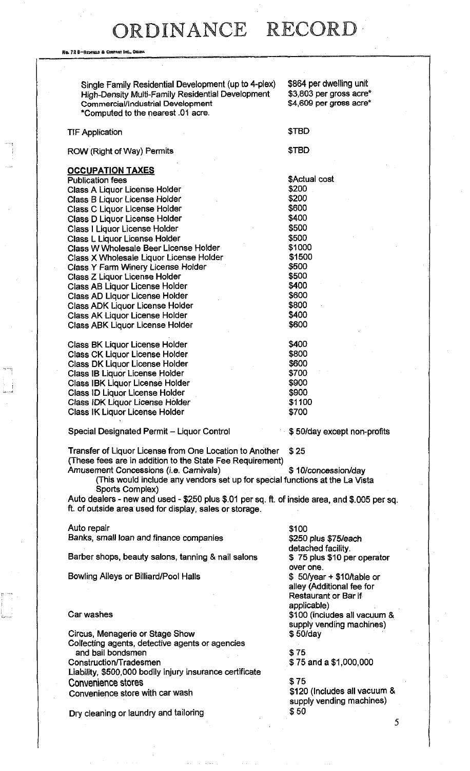# ORDINANCE RECORD

| | |
|---|---|
| Single Family Residential Development (up to 4-plex) | $864 per dwelling unit |
| High-Density Multi-Family Residential Development | $3,803 per gross acre* |
| Commercial/Industrial Development | $4,609 per gross acre* |

*Computed to the nearest .01 acre.

| | |
|---|---|
| TIF Application | $TBD |
| ROW (Right of Way) Permits | $TBD |

**OCCUPATION TAXES**

| | |
|---|---|
| Publication fees | $Actual cost |
| Class A Liquor License Holder | $200 |
| Class B Liquor License Holder | $200 |
| Class C Liquor License Holder | $600 |
| Class D Liquor License Holder | $400 |
| Class I Liquor License Holder | $500 |
| Class L Liquor License Holder | $500 |
| Class W Wholesale Beer License Holder | $1000 |
| Class X Wholesale Liquor License Holder | $1500 |
| Class Y Farm Winery License Holder | $500 |
| Class Z Liquor License Holder | $500 |
| Class AB Liquor License Holder | $400 |
| Class AD Liquor License Holder | $600 |
| Class ADK Liquor License Holder | $800 |
| Class AK Liquor License Holder | $400 |
| Class ABK Liquor License Holder | $600 |
| Class BK Liquor License Holder | $400 |
| Class CK Liquor License Holder | $800 |
| Class DK Liquor License Holder | $600 |
| Class IB Liquor License Holder | $700 |
| Class IBK Liquor License Holder | $900 |
| Class ID Liquor License Holder | $900 |
| Class IDK Liquor License Holder | $1100 |
| Class IK Liquor License Holder | $700 |

Special Designated Permit – Liquor Control — $ 50/day except non-profits

Transfer of Liquor License from One Location to Another — $ 25
(These fees are in addition to the State Fee Requirement)

Amusement Concessions (i.e. Carnivals) — $ 10/concession/day
(This would include any vendors set up for special functions at the La Vista Sports Complex)

Auto dealers - new and used - $250 plus $.01 per sq. ft. of inside area, and $.005 per sq. ft. of outside area used for display, sales or storage.

| | |
|---|---|
| Auto repair | $100 |
| Banks, small loan and finance companies | $250 plus $75/each detached facility. |
| Barber shops, beauty salons, tanning & nail salons | $ 75 plus $10 per operator over one. |
| Bowling Alleys or Billiard/Pool Halls | $ 50/year + $10/table or alley (Additional fee for Restaurant or Bar if applicable) |
| Car washes | $100 (includes all vacuum & supply vending machines) |
| Circus, Menagerie or Stage Show | $ 50/day |
| Collecting agents, detective agents or agencies and bail bondsmen | $ 75 |
| Construction/Tradesmen | $ 75 and a $1,000,000 Liability, $500,000 bodily injury insurance certificate |
| Convenience stores | $ 75 |
| Convenience store with car wash | $120 (Includes all vacuum & supply vending machines) |
| Dry cleaning or laundry and tailoring | $ 50 |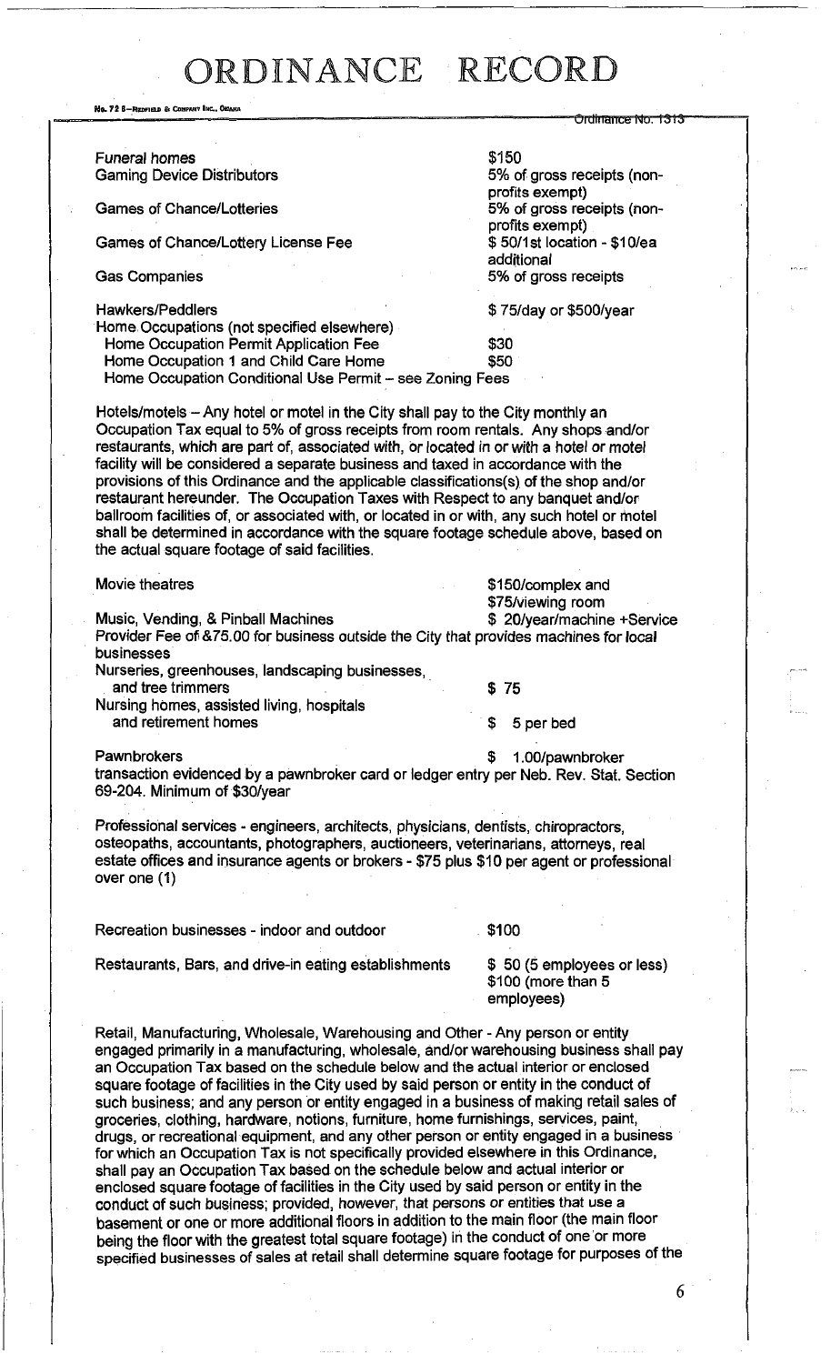Funeral homes — $150

Gaming Device Distributors — 5% of gross receipts (non-profits exempt)

Games of Chance/Lotteries — 5% of gross receipts (non-profits exempt)

Games of Chance/Lottery License Fee — $ 50/1st location - $10/ea additional

Gas Companies — 5% of gross receipts

Hawkers/Peddlers — $ 75/day or $500/year

Home Occupations (not specified elsewhere)
- Home Occupation Permit Application Fee — $30
- Home Occupation 1 and Child Care Home — $50
- Home Occupation Conditional Use Permit – see Zoning Fees

Hotels/motels – Any hotel or motel in the City shall pay to the City monthly an Occupation Tax equal to 5% of gross receipts from room rentals. Any shops and/or restaurants, which are part of, associated with, or located in or with a hotel or motel facility will be considered a separate business and taxed in accordance with the provisions of this Ordinance and the applicable classifications(s) of the shop and/or restaurant hereunder. The Occupation Taxes with Respect to any banquet and/or ballroom facilities of, or associated with, or located in or with, any such hotel or motel shall be determined in accordance with the square footage schedule above, based on the actual square footage of said facilities.

Movie theatres — $150/complex and $75/viewing room

Music, Vending, & Pinball Machines — $ 20/year/machine +Service Provider Fee of &75.00 for business outside the City that provides machines for local businesses

Nurseries, greenhouses, landscaping businesses, and tree trimmers — $ 75

Nursing homes, assisted living, hospitals and retirement homes — $ 5 per bed

Pawnbrokers — $ 1.00/pawnbroker transaction evidenced by a pawnbroker card or ledger entry per Neb. Rev. Stat. Section 69-204. Minimum of $30/year

Professional services - engineers, architects, physicians, dentists, chiropractors, osteopaths, accountants, photographers, auctioneers, veterinarians, attorneys, real estate offices and insurance agents or brokers - $75 plus $10 per agent or professional over one (1)

Recreation businesses - indoor and outdoor — $100

Restaurants, Bars, and drive-in eating establishments — $ 50 (5 employees or less) $100 (more than 5 employees)

Retail, Manufacturing, Wholesale, Warehousing and Other - Any person or entity engaged primarily in a manufacturing, wholesale, and/or warehousing business shall pay an Occupation Tax based on the schedule below and the actual interior or enclosed square footage of facilities in the City used by said person or entity in the conduct of such business; and any person or entity engaged in a business of making retail sales of groceries, clothing, hardware, notions, furniture, home furnishings, services, paint, drugs, or recreational equipment, and any other person or entity engaged in a business for which an Occupation Tax is not specifically provided elsewhere in this Ordinance, shall pay an Occupation Tax based on the schedule below and actual interior or enclosed square footage of facilities in the City used by said person or entity in the conduct of such business; provided, however, that persons or entities that use a basement or one or more additional floors in addition to the main floor (the main floor being the floor with the greatest total square footage) in the conduct of one or more specified businesses of sales at retail shall determine square footage for purposes of the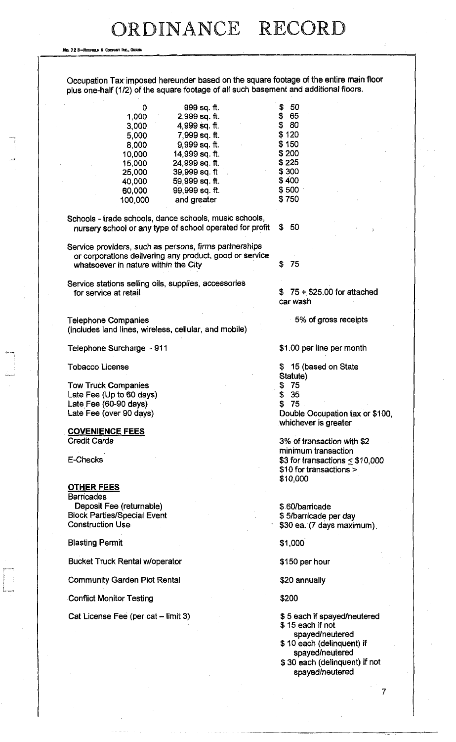Occupation Tax imposed hereunder based on the square footage of the entire main floor plus one-half (1/2) of the square footage of all such basement and additional floors.

| | | |
|---|---|---|
| 0 | 999 sq. ft. | $ 50 |
| 1,000 | 2,999 sq. ft. | $ 65 |
| 3,000 | 4,999 sq. ft. | $ 80 |
| 5,000 | 7,999 sq. ft. | $ 120 |
| 8,000 | 9,999 sq. ft. | $ 150 |
| 10,000 | 14,999 sq. ft. | $ 200 |
| 15,000 | 24,999 sq. ft. | $ 225 |
| 25,000 | 39,999 sq. ft | $ 300 |
| 40,000 | 59,999 sq. ft. | $ 400 |
| 60,000 | 99,999 sq. ft. | $ 500 |
| 100,000 | and greater | $ 750 |

| | |
|---|---|
| Schools - trade schools, dance schools, music schools, nursery school or any type of school operated for profit | $ 50 |
| Service providers, such as persons, firms partnerships or corporations delivering any product, good or service whatsoever in nature within the City | $ 75 |
| Service stations selling oils, supplies, accessories for service at retail | $ 75 + $25.00 for attached car wash |
| Telephone Companies (includes land lines, wireless, cellular, and mobile) | 5% of gross receipts |
| Telephone Surcharge - 911 | $1.00 per line per month |
| Tobacco License | $ 15 (based on State Statute) |
| Tow Truck Companies | $ 75 |
| Late Fee (Up to 60 days) | $ 35 |
| Late Fee (60-90 days) | $ 75 |
| Late Fee (over 90 days) | Double Occupation tax or $100, whichever is greater |

**COVENIENCE FEES**

| | |
|---|---|
| Credit Cards | 3% of transaction with $2 minimum transaction |
| E-Checks | $3 for transactions ≤ $10,000<br>$10 for transactions > $10,000 |

**OTHER FEES**

| | |
|---|---|
| Barricades | |
| Deposit Fee (returnable) | $ 60/barricade |
| Block Parties/Special Event | $ 5/barricade per day |
| Construction Use | $30 ea. (7 days maximum). |
| Blasting Permit | $1,000 |
| Bucket Truck Rental w/operator | $150 per hour |
| Community Garden Plot Rental | $20 annually |
| Conflict Monitor Testing | $200 |
| Cat License Fee (per cat – limit 3) | $ 5 each if spayed/neutered<br>$ 15 each if not spayed/neutered<br>$ 10 each (delinquent) if spayed/neutered<br>$ 30 each (delinquent) if not spayed/neutered |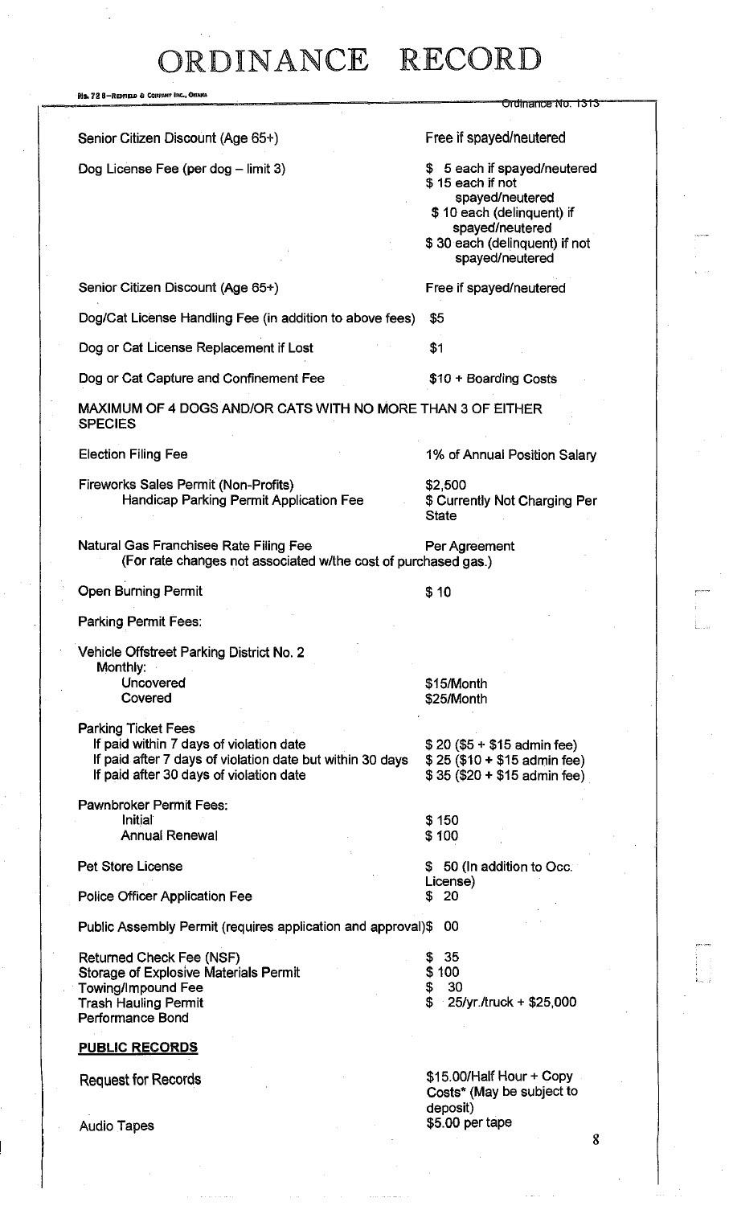| | |
|---|---|
| Senior Citizen Discount (Age 65+) | Free if spayed/neutered |
| Dog License Fee (per dog – limit 3) | $ 5 each if spayed/neutered<br>$ 15 each if not spayed/neutered<br>$ 10 each (delinquent) if spayed/neutered<br>$ 30 each (delinquent) if not spayed/neutered |
| Senior Citizen Discount (Age 65+) | Free if spayed/neutered |
| Dog/Cat License Handling Fee (in addition to above fees) | $5 |
| Dog or Cat License Replacement if Lost | $1 |
| Dog or Cat Capture and Confinement Fee | $10 + Boarding Costs |

MAXIMUM OF 4 DOGS AND/OR CATS WITH NO MORE THAN 3 OF EITHER SPECIES

| | |
|---|---|
| Election Filing Fee | 1% of Annual Position Salary |
| Fireworks Sales Permit (Non-Profits) | $2,500 |
| Handicap Parking Permit Application Fee | $ Currently Not Charging Per State |
| Natural Gas Franchisee Rate Filing Fee<br>(For rate changes not associated w/the cost of purchased gas.) | Per Agreement |
| Open Burning Permit | $ 10 |

Parking Permit Fees:

Vehicle Offstreet Parking District No. 2

| Monthly: | |
|---|---|
| Uncovered | $15/Month |
| Covered | $25/Month |

| Parking Ticket Fees | |
|---|---|
| If paid within 7 days of violation date | $ 20 ($5 + $15 admin fee) |
| If paid after 7 days of violation date but within 30 days | $ 25 ($10 + $15 admin fee) |
| If paid after 30 days of violation date | $ 35 ($20 + $15 admin fee) |

| Pawnbroker Permit Fees: | |
|---|---|
| Initial | $ 150 |
| Annual Renewal | $ 100 |

| | |
|---|---|
| Pet Store License | $ 50 (In addition to Occ. License) |
| Police Officer Application Fee | $ 20 |
| Public Assembly Permit (requires application and approval) | $ 00 |
| Returned Check Fee (NSF) | $ 35 |
| Storage of Explosive Materials Permit | $ 100 |
| Towing/Impound Fee | $ 30 |
| Trash Hauling Permit<br>Performance Bond | $ 25/yr./truck + $25,000 |

**PUBLIC RECORDS**

| | |
|---|---|
| Request for Records | $15.00/Half Hour + Copy Costs* (May be subject to deposit) |
| Audio Tapes | $5.00 per tape |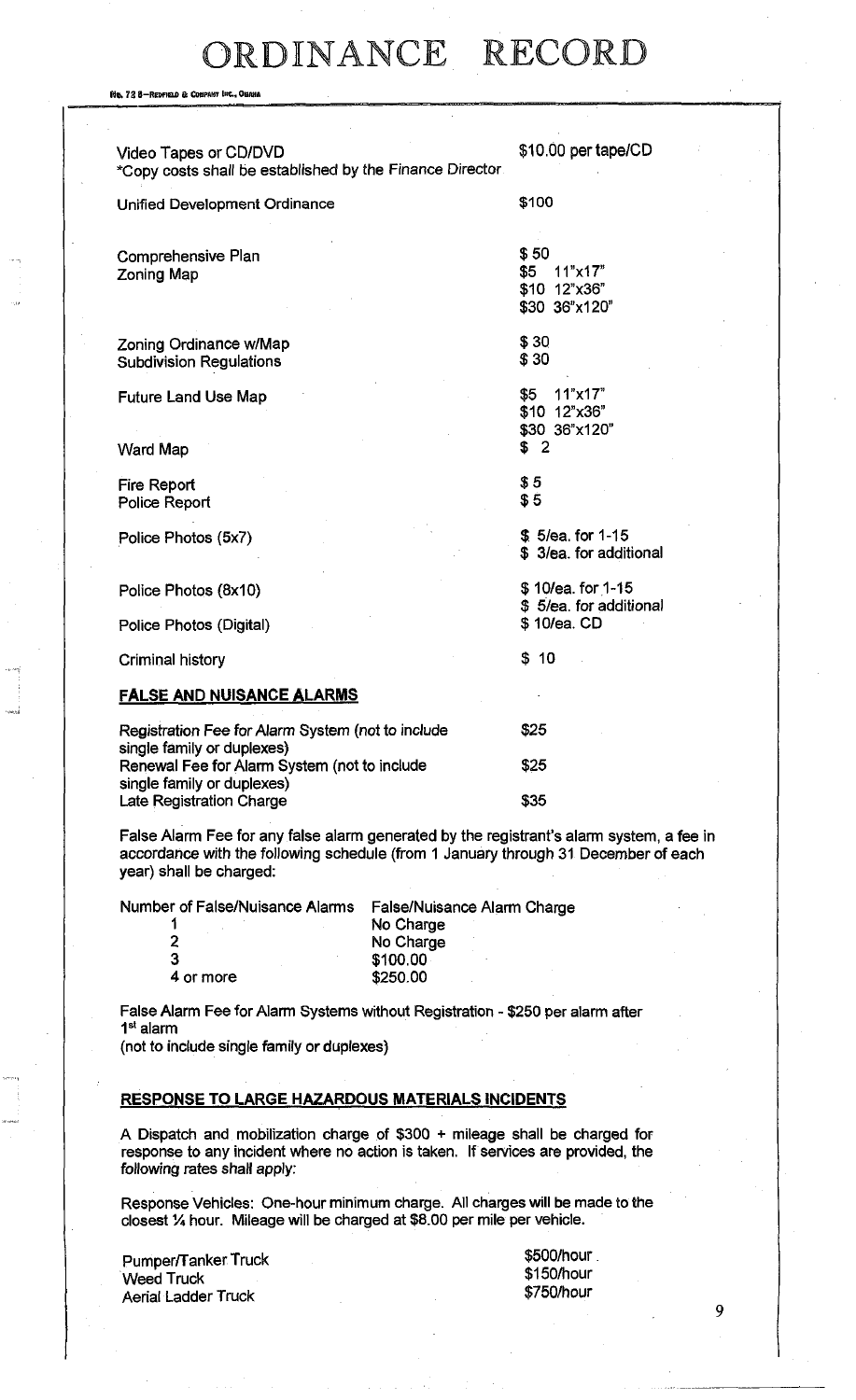# ORDINANCE RECORD

| Item | Fee |
|---|---|
| Video Tapes or CD/DVD<br>*Copy costs shall be established by the Finance Director | $10.00 per tape/CD |
| Unified Development Ordinance | $100 |
| Comprehensive Plan | $ 50 |
| Zoning Map | $5 11"x17"<br>$10 12"x36"<br>$30 36"x120" |
| Zoning Ordinance w/Map | $ 30 |
| Subdivision Regulations | $ 30 |
| Future Land Use Map | $5 11"x17"<br>$10 12"x36"<br>$30 36"x120" |
| Ward Map | $ 2 |
| Fire Report | $ 5 |
| Police Report | $ 5 |
| Police Photos (5x7) | $ 5/ea. for 1-15<br>$ 3/ea. for additional |
| Police Photos (8x10) | $ 10/ea. for 1-15<br>$ 5/ea. for additional |
| Police Photos (Digital) | $ 10/ea. CD |
| Criminal history | $ 10 |

**FALSE AND NUISANCE ALARMS**

| Item | Fee |
|---|---|
| Registration Fee for Alarm System (not to include single family or duplexes) | $25 |
| Renewal Fee for Alarm System (not to include single family or duplexes) | $25 |
| Late Registration Charge | $35 |

False Alarm Fee for any false alarm generated by the registrant's alarm system, a fee in accordance with the following schedule (from 1 January through 31 December of each year) shall be charged:

| Number of False/Nuisance Alarms | False/Nuisance Alarm Charge |
|---|---|
| 1 | No Charge |
| 2 | No Charge |
| 3 | $100.00 |
| 4 or more | $250.00 |

False Alarm Fee for Alarm Systems without Registration - $250 per alarm after 1st alarm
(not to include single family or duplexes)

**RESPONSE TO LARGE HAZARDOUS MATERIALS INCIDENTS**

A Dispatch and mobilization charge of $300 + mileage shall be charged for response to any incident where no action is taken. If services are provided, the following rates shall apply:

Response Vehicles: One-hour minimum charge. All charges will be made to the closest ¼ hour. Mileage will be charged at $8.00 per mile per vehicle.

| Vehicle | Rate |
|---|---|
| Pumper/Tanker Truck | $500/hour |
| Weed Truck | $150/hour |
| Aerial Ladder Truck | $750/hour |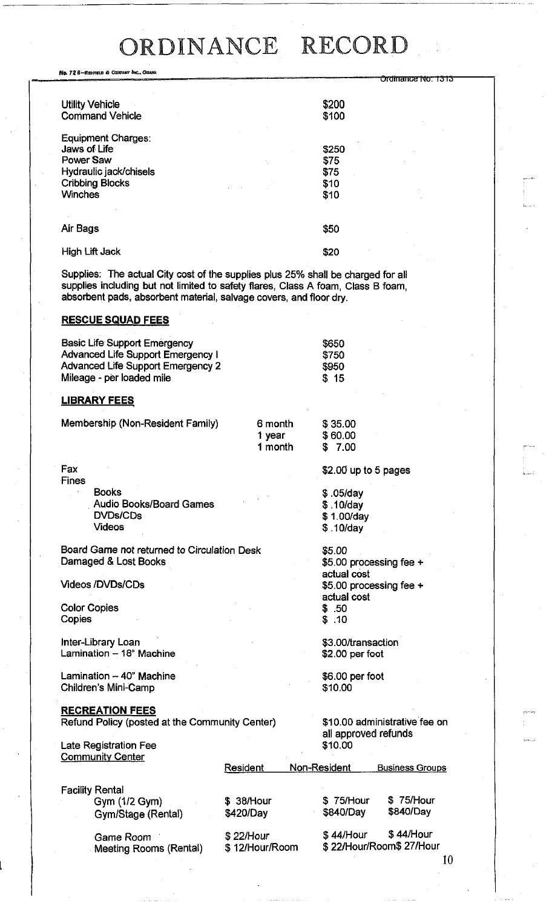| | |
|---|---|
| Utility Vehicle | $200 |
| Command Vehicle | $100 |

Equipment Charges:

| | |
|---|---|
| Jaws of Life | $250 |
| Power Saw | $75 |
| Hydraulic jack/chisels | $75 |
| Cribbing Blocks | $10 |
| Winches | $10 |
| Air Bags | $50 |
| High Lift Jack | $20 |

Supplies: The actual City cost of the supplies plus 25% shall be charged for all supplies including but not limited to safety flares, Class A foam, Class B foam, absorbent pads, absorbent material, salvage covers, and floor dry.

**RESCUE SQUAD FEES**

| | |
|---|---|
| Basic Life Support Emergency | $650 |
| Advanced Life Support Emergency I | $750 |
| Advanced Life Support Emergency 2 | $950 |
| Mileage - per loaded mile | $ 15 |

**LIBRARY FEES**

| | | |
|---|---|---|
| Membership (Non-Resident Family) | 6 month | $ 35.00 |
| | 1 year | $ 60.00 |
| | 1 month | $ 7.00 |

| | |
|---|---|
| Fax | $2.00 up to 5 pages |
| Fines | |
| Books | $ .05/day |
| Audio Books/Board Games | $ .10/day |
| DVDs/CDs | $ 1.00/day |
| Videos | $ .10/day |
| Board Game not returned to Circulation Desk | $5.00 |
| Damaged & Lost Books | $5.00 processing fee + actual cost |
| Videos /DVDs/CDs | $5.00 processing fee + actual cost |
| Color Copies | $ .50 |
| Copies | $ .10 |
| Inter-Library Loan | $3.00/transaction |
| Lamination – 18" Machine | $2.00 per foot |
| Lamination – 40" Machine | $6.00 per foot |
| Children's Mini-Camp | $10.00 |

**RECREATION FEES**

| | |
|---|---|
| Refund Policy (posted at the Community Center) | $10.00 administrative fee on all approved refunds |
| Late Registration Fee | $10.00 |

Community Center

| | Resident | Non-Resident | Business Groups |
|---|---|---|---|
| Facility Rental | | | |
| Gym (1/2 Gym) | $ 38/Hour | $ 75/Hour | $ 75/Hour |
| Gym/Stage (Rental) | $420/Day | $840/Day | $840/Day |
| Game Room | $ 22/Hour | $ 44/Hour | $ 44/Hour |
| Meeting Rooms (Rental) | $ 12/Hour/Room | $ 22/Hour/Room | $ 27/Hour |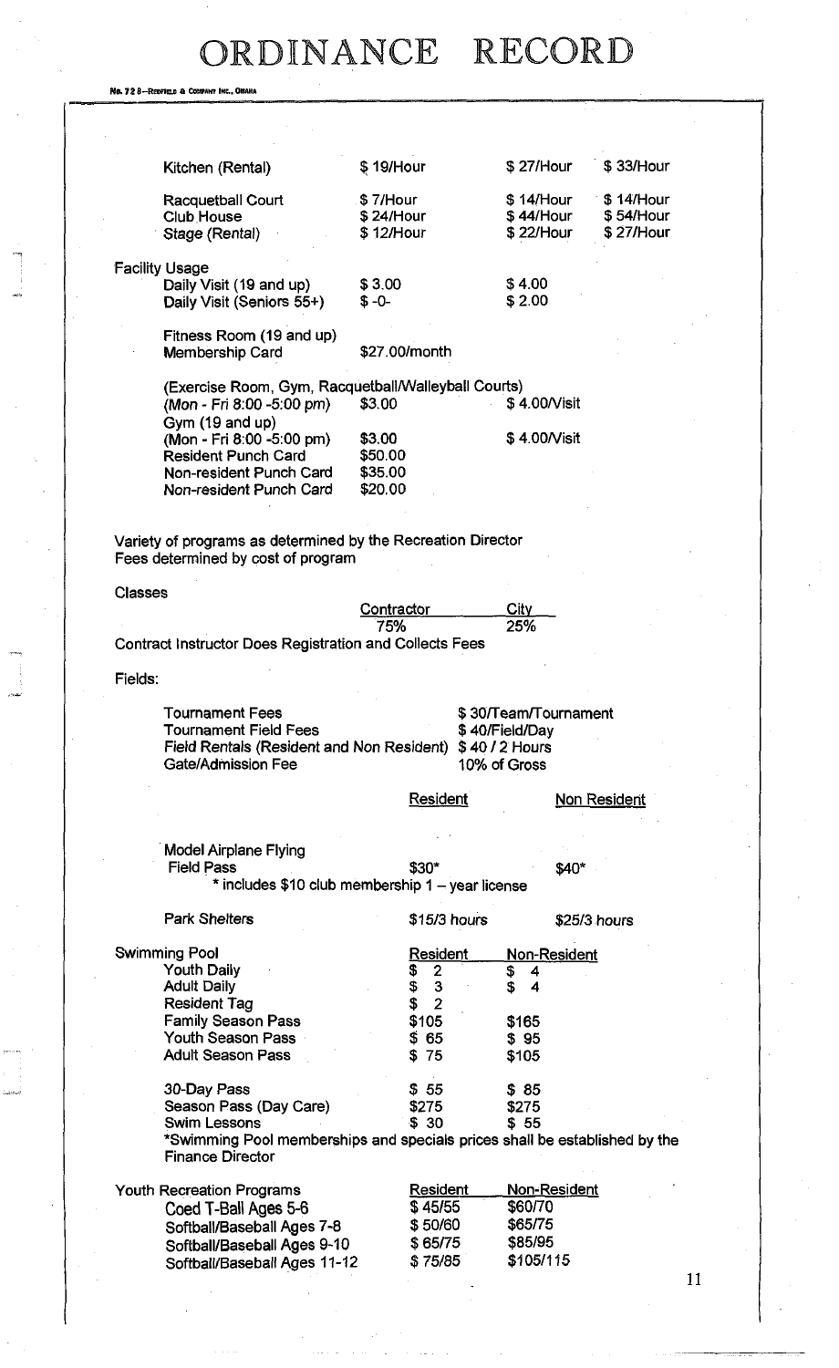# ORDINANCE RECORD

| | | | |
|---|---|---|---|
| Kitchen (Rental) | $ 19/Hour | $ 27/Hour | $ 33/Hour |
| Racquetball Court | $ 7/Hour | $ 14/Hour | $ 14/Hour |
| Club House | $ 24/Hour | $ 44/Hour | $ 54/Hour |
| Stage (Rental) | $ 12/Hour | $ 22/Hour | $ 27/Hour |

Facility Usage

| | | |
|---|---|---|
| Daily Visit (19 and up) | $ 3.00 | $ 4.00 |
| Daily Visit (Seniors 55+) | $ -0- | $ 2.00 |
| Fitness Room (19 and up) Membership Card | $27.00/month | |
| (Exercise Room, Gym, Racquetball/Walleyball Courts) | | |
| (Mon - Fri 8:00 -5:00 pm) | $3.00 | $ 4.00/Visit |
| Gym (19 and up) | | |
| (Mon - Fri 8:00 -5:00 pm) | $3.00 | $ 4.00/Visit |
| Resident Punch Card | $50.00 | |
| Non-resident Punch Card | $35.00 | |
| Non-resident Punch Card | $20.00 | |

Variety of programs as determined by the Recreation Director
Fees determined by cost of program

Classes

| Contractor | City |
|---|---|
| 75% | 25% |

Contract Instructor Does Registration and Collects Fees

Fields:

| | |
|---|---|
| Tournament Fees | $ 30/Team/Tournament |
| Tournament Field Fees | $ 40/Field/Day |
| Field Rentals (Resident and Non Resident) | $ 40 / 2 Hours |
| Gate/Admission Fee | 10% of Gross |

| | Resident | Non Resident |
|---|---|---|
| Model Airplane Flying Field Pass | $30* | $40* |
| * includes $10 club membership 1 – year license | | |
| Park Shelters | $15/3 hours | $25/3 hours |

| Swimming Pool | Resident | Non-Resident |
|---|---|---|
| Youth Daily | $ 2 | $ 4 |
| Adult Daily | $ 3 | $ 4 |
| Resident Tag | $ 2 | |
| Family Season Pass | $105 | $165 |
| Youth Season Pass | $ 65 | $ 95 |
| Adult Season Pass | $ 75 | $105 |
| 30-Day Pass | $ 55 | $ 85 |
| Season Pass (Day Care) | $275 | $275 |
| Swim Lessons | $ 30 | $ 55 |

*Swimming Pool memberships and specials prices shall be established by the Finance Director

| Youth Recreation Programs | Resident | Non-Resident |
|---|---|---|
| Coed T-Ball Ages 5-6 | $ 45/55 | $60/70 |
| Softball/Baseball Ages 7-8 | $ 50/60 | $65/75 |
| Softball/Baseball Ages 9-10 | $ 65/75 | $85/95 |
| Softball/Baseball Ages 11-12 | $ 75/85 | $105/115 |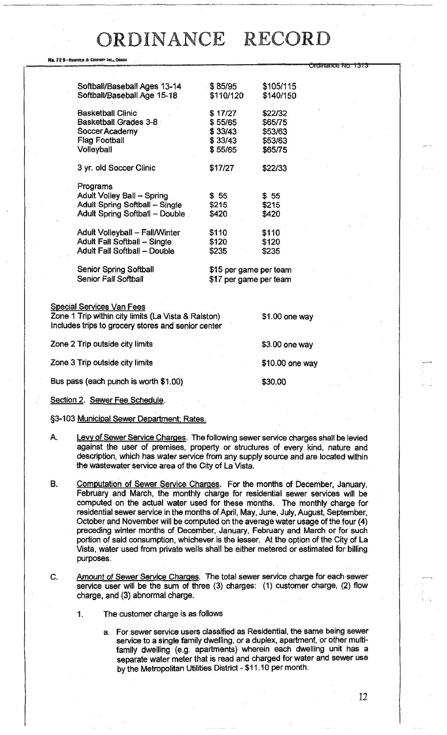| | | |
|---|---|---|
| Softball/Baseball Ages 13-14 | $ 85/95 | $105/115 |
| Softball/Baseball Age 15-18 | $110/120 | $140/150 |
| | | |
| Basketball Clinic | $ 17/27 | $22/32 |
| Basketball Grades 3-8 | $ 55/65 | $65/75 |
| Soccer Academy | $ 33/43 | $53/63 |
| Flag Football | $ 33/43 | $53/63 |
| Volleyball | $ 55/65 | $65/75 |
| | | |
| 3 yr. old Soccer Clinic | $17/27 | $22/33 |
| | | |
| Programs | | |
| Adult Volley Ball – Spring | $ 55 | $ 55 |
| Adult Spring Softball – Single | $215 | $215 |
| Adult Spring Softball – Double | $420 | $420 |
| | | |
| Adult Volleyball – Fall/Winter | $110 | $110 |
| Adult Fall Softball – Single | $120 | $120 |
| Adult Fall Softball – Double | $235 | $235 |
| | | |
| Senior Spring Softball | $15 per game per team | |
| Senior Fall Softball | $17 per game per team | |

Special Services Van Fees

| | |
|---|---|
| Zone 1 Trip within city limits (La Vista & Ralston) Includes trips to grocery stores and senior center | $1.00 one way |
| Zone 2 Trip outside city limits | $3.00 one way |
| Zone 3 Trip outside city limits | $10.00 one way |
| Bus pass (each punch is worth $1.00) | $30.00 |

Section 2. Sewer Fee Schedule.

§3-103 Municipal Sewer Department; Rates.

A. Levy of Sewer Service Charges. The following sewer service charges shall be levied against the user of premises, property or structures of every kind, nature and description, which has water service from any supply source and are located within the wastewater service area of the City of La Vista.

B. Computation of Sewer Service Charges. For the months of December, January, February and March, the monthly charge for residential sewer services will be computed on the actual water used for these months. The monthly charge for residential sewer service in the months of April, May, June, July, August, September, October and November will be computed on the average water usage of the four (4) preceding winter months of December, January, February and March or for such portion of said consumption, whichever is the lesser. At the option of the City of La Vista, water used from private wells shall be either metered or estimated for billing purposes.

C. Amount of Sewer Service Charges. The total sewer service charge for each sewer service user will be the sum of three (3) charges: (1) customer charge, (2) flow charge, and (3) abnormal charge.

1. The customer charge is as follows

   a. For sewer service users classified as Residential, the same being sewer service to a single family dwelling, or a duplex, apartment, or other multi-family dwelling (e.g. apartments) wherein each dwelling unit has a separate water meter that is read and charged for water and sewer use by the Metropolitan Utilities District - $11.10 per month.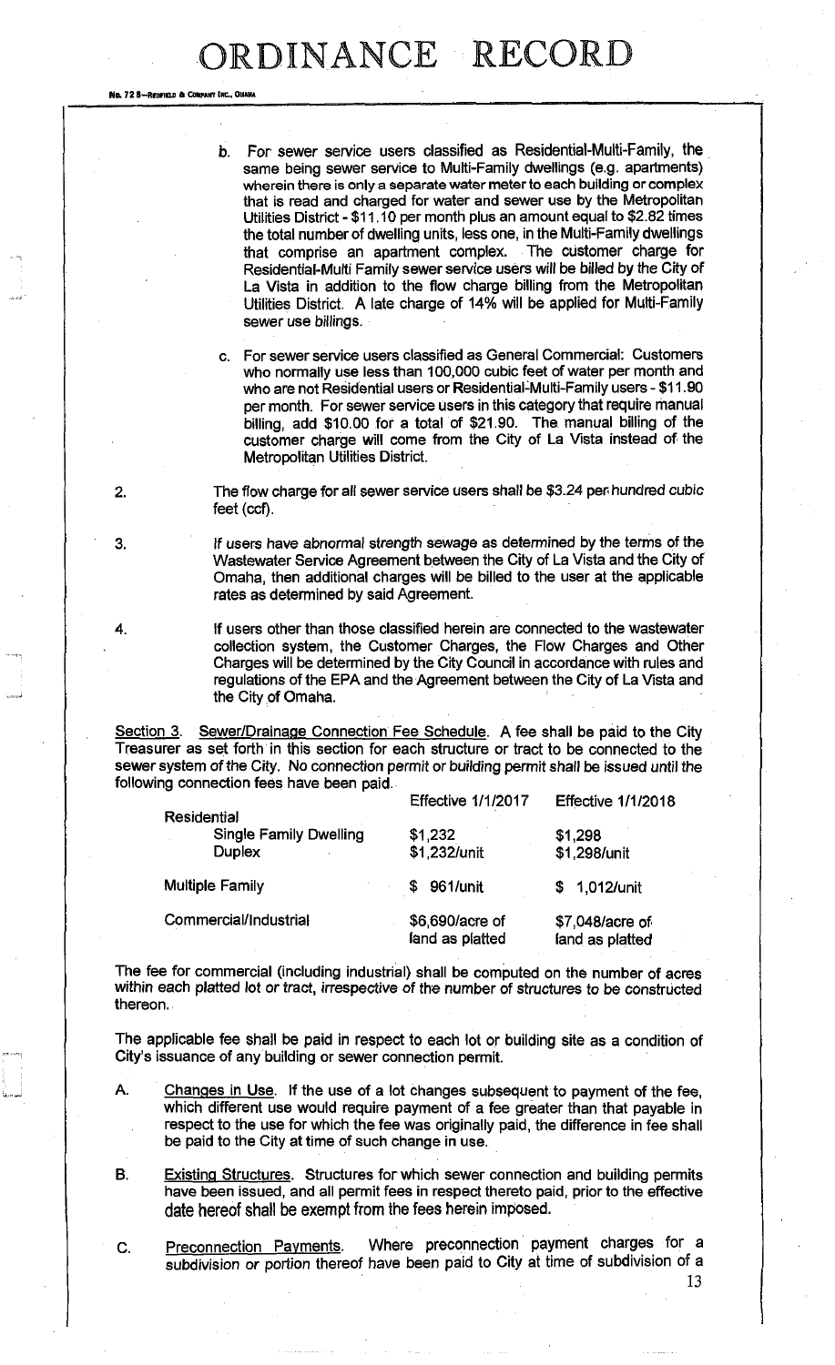b. For sewer service users classified as Residential-Multi-Family, the same being sewer service to Multi-Family dwellings (e.g. apartments) wherein there is only a separate water meter to each building or complex that is read and charged for water and sewer use by the Metropolitan Utilities District - $11.10 per month plus an amount equal to $2.82 times the total number of dwelling units, less one, in the Multi-Family dwellings that comprise an apartment complex. The customer charge for Residential-Multi Family sewer service users will be billed by the City of La Vista in addition to the flow charge billing from the Metropolitan Utilities District. A late charge of 14% will be applied for Multi-Family sewer use billings.

c. For sewer service users classified as General Commercial: Customers who normally use less than 100,000 cubic feet of water per month and who are not Residential users or Residential-Multi-Family users - $11.90 per month. For sewer service users in this category that require manual billing, add $10.00 for a total of $21.90. The manual billing of the customer charge will come from the City of La Vista instead of the Metropolitan Utilities District.

2. The flow charge for all sewer service users shall be $3.24 per hundred cubic feet (ccf).

3. If users have abnormal strength sewage as determined by the terms of the Wastewater Service Agreement between the City of La Vista and the City of Omaha, then additional charges will be billed to the user at the applicable rates as determined by said Agreement.

4. If users other than those classified herein are connected to the wastewater collection system, the Customer Charges, the Flow Charges and Other Charges will be determined by the City Council in accordance with rules and regulations of the EPA and the Agreement between the City of La Vista and the City of Omaha.

Section 3. Sewer/Drainage Connection Fee Schedule. A fee shall be paid to the City Treasurer as set forth in this section for each structure or tract to be connected to the sewer system of the City. No connection permit or building permit shall be issued until the following connection fees have been paid.

| | Effective 1/1/2017 | Effective 1/1/2018 |
|---|---|---|
| Residential | | |
| Single Family Dwelling | $1,232 | $1,298 |
| Duplex | $1,232/unit | $1,298/unit |
| Multiple Family | $ 961/unit | $ 1,012/unit |
| Commercial/Industrial | $6,690/acre of land as platted | $7,048/acre of land as platted |

The fee for commercial (including industrial) shall be computed on the number of acres within each platted lot or tract, irrespective of the number of structures to be constructed thereon.

The applicable fee shall be paid in respect to each lot or building site as a condition of City's issuance of any building or sewer connection permit.

A. Changes in Use. If the use of a lot changes subsequent to payment of the fee, which different use would require payment of a fee greater than that payable in respect to the use for which the fee was originally paid, the difference in fee shall be paid to the City at time of such change in use.

B. Existing Structures. Structures for which sewer connection and building permits have been issued, and all permit fees in respect thereto paid, prior to the effective date hereof shall be exempt from the fees herein imposed.

C. Preconnection Payments. Where preconnection payment charges for a subdivision or portion thereof have been paid to City at time of subdivision of a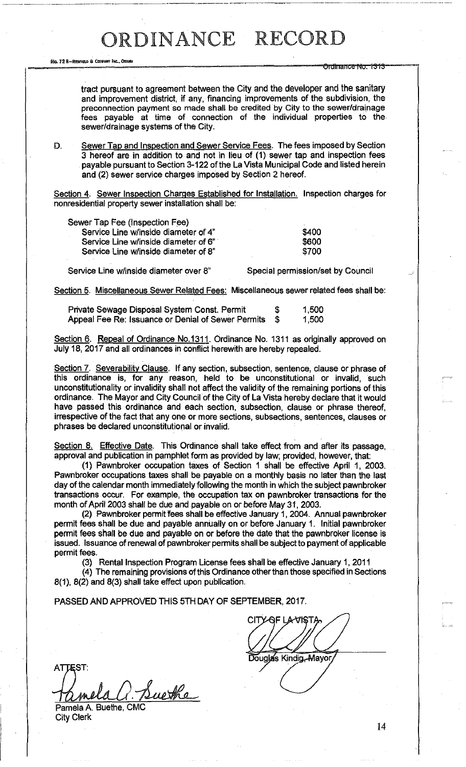tract pursuant to agreement between the City and the developer and the sanitary and improvement district, if any, financing improvements of the subdivision, the preconnection payment so made shall be credited by City to the sewer/drainage fees payable at time of connection of the individual properties to the sewer/drainage systems of the City.

D. Sewer Tap and Inspection and Sewer Service Fees. The fees imposed by Section 3 hereof are in addition to and not in lieu of (1) sewer tap and inspection fees payable pursuant to Section 3-122 of the La Vista Municipal Code and listed herein and (2) sewer service charges imposed by Section 2 hereof.

Section 4. Sewer Inspection Charges Established for Installation. Inspection charges for nonresidential property sewer installation shall be:

| | |
|---|---|
| Sewer Tap Fee (Inspection Fee) | |
| Service Line w/inside diameter of 4" | \$400 |
| Service Line w/inside diameter of 6" | \$600 |
| Service Line w/inside diameter of 8" | \$700 |
| Service Line w/inside diameter over 8" | Special permission/set by Council |

Section 5. Miscellaneous Sewer Related Fees: Miscellaneous sewer related fees shall be:

| | | |
|---|---|---|
| Private Sewage Disposal System Const. Permit | \$ | 1,500 |
| Appeal Fee Re: Issuance or Denial of Sewer Permits | \$ | 1,500 |

Section 6. Repeal of Ordinance No.1311. Ordinance No. 1311 as originally approved on July 18, 2017 and all ordinances in conflict herewith are hereby repealed.

Section 7. Severability Clause. If any section, subsection, sentence, clause or phrase of this ordinance is, for any reason, held to be unconstitutional or invalid, such unconstitutionality or invalidity shall not affect the validity of the remaining portions of this ordinance. The Mayor and City Council of the City of La Vista hereby declare that it would have passed this ordinance and each section, subsection, clause or phrase thereof, irrespective of the fact that any one or more sections, subsections, sentences, clauses or phrases be declared unconstitutional or invalid.

Section 8. Effective Date. This Ordinance shall take effect from and after its passage, approval and publication in pamphlet form as provided by law; provided, however, that:

(1) Pawnbroker occupation taxes of Section 1 shall be effective April 1, 2003. Pawnbroker occupations taxes shall be payable on a monthly basis no later than the last day of the calendar month immediately following the month in which the subject pawnbroker transactions occur. For example, the occupation tax on pawnbroker transactions for the month of April 2003 shall be due and payable on or before May 31, 2003.

(2) Pawnbroker permit fees shall be effective January 1, 2004. Annual pawnbroker permit fees shall be due and payable annually on or before January 1. Initial pawnbroker permit fees shall be due and payable on or before the date that the pawnbroker license is issued. Issuance of renewal of pawnbroker permits shall be subject to payment of applicable permit fees.

(3) Rental Inspection Program License fees shall be effective January 1, 2011

(4) The remaining provisions of this Ordinance other than those specified in Sections 8(1), 8(2) and 8(3) shall take effect upon publication.

PASSED AND APPROVED THIS 5TH DAY OF SEPTEMBER, 2017.

CITY OF LA VISTA

Douglas Kindig, Mayor

ATTEST:

Pamela A. Buethe, CMC
City Clerk